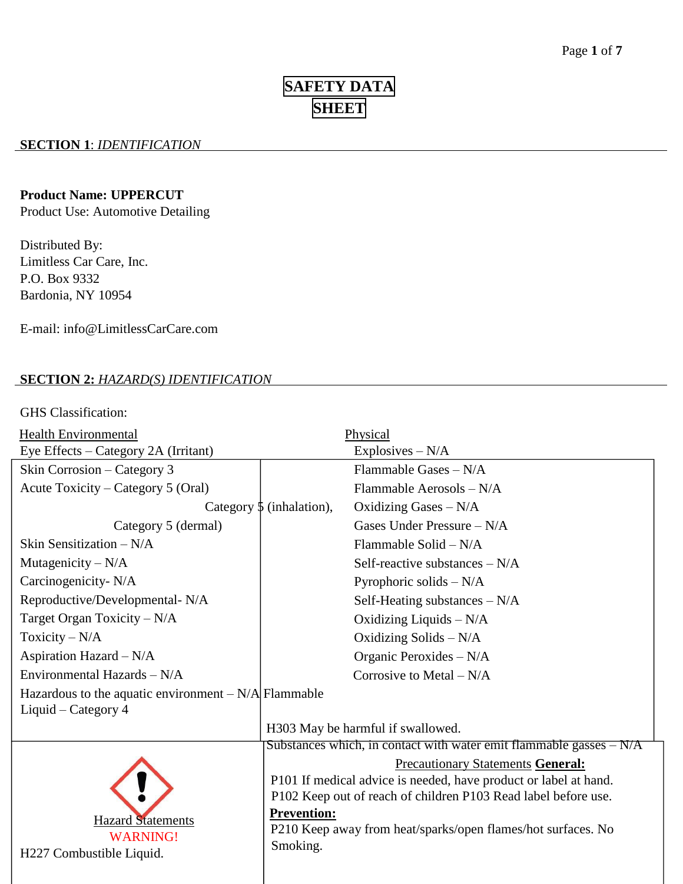# SAFETY DATA SHEET

## SECTION 1: *IDENTIFICATION*

**Product Name: UPPERCUT**
Product Use: Automotive Detailing

Distributed By:
Limitless Car Care, Inc.
P.O. Box 9332
Bardonia, NY 10954

E-mail: info@LimitlessCarCare.com

## SECTION 2: *HAZARD(S) IDENTIFICATION*

GHS Classification:

| Health Environmental | Physical |
| --- | --- |
| Eye Effects – Category 2A (Irritant) | Explosives – N/A |
| Skin Corrosion – Category 3 | Flammable Gases – N/A |
| Acute Toxicity – Category 5 (Oral) | Flammable Aerosols – N/A |
| Category 5 (inhalation), | Oxidizing Gases – N/A |
| Category 5 (dermal) | Gases Under Pressure – N/A |
| Skin Sensitization – N/A | Flammable Solid – N/A |
| Mutagenicity – N/A | Self-reactive substances – N/A |
| Carcinogenicity- N/A | Pyrophoric solids – N/A |
| Reproductive/Developmental- N/A | Self-Heating substances – N/A |
| Target Organ Toxicity – N/A | Oxidizing Liquids – N/A |
| Toxicity – N/A | Oxidizing Solids – N/A |
| Aspiration Hazard – N/A | Organic Peroxides – N/A |
| Environmental Hazards – N/A | Corrosive to Metal – N/A |
| Hazardous to the aquatic environment – N/A | Flammable Liquid – Category 4 |
| | Substances which, in contact with water emit flammable gasses – N/A |

Hazard Statements

WARNING!

H227 Combustible Liquid.

H303 May be harmful if swallowed.

Precautionary Statements **General:**

P101 If medical advice is needed, have product or label at hand.
P102 Keep out of reach of children P103 Read label before use.

**Prevention:**

P210 Keep away from heat/sparks/open flames/hot surfaces. No Smoking.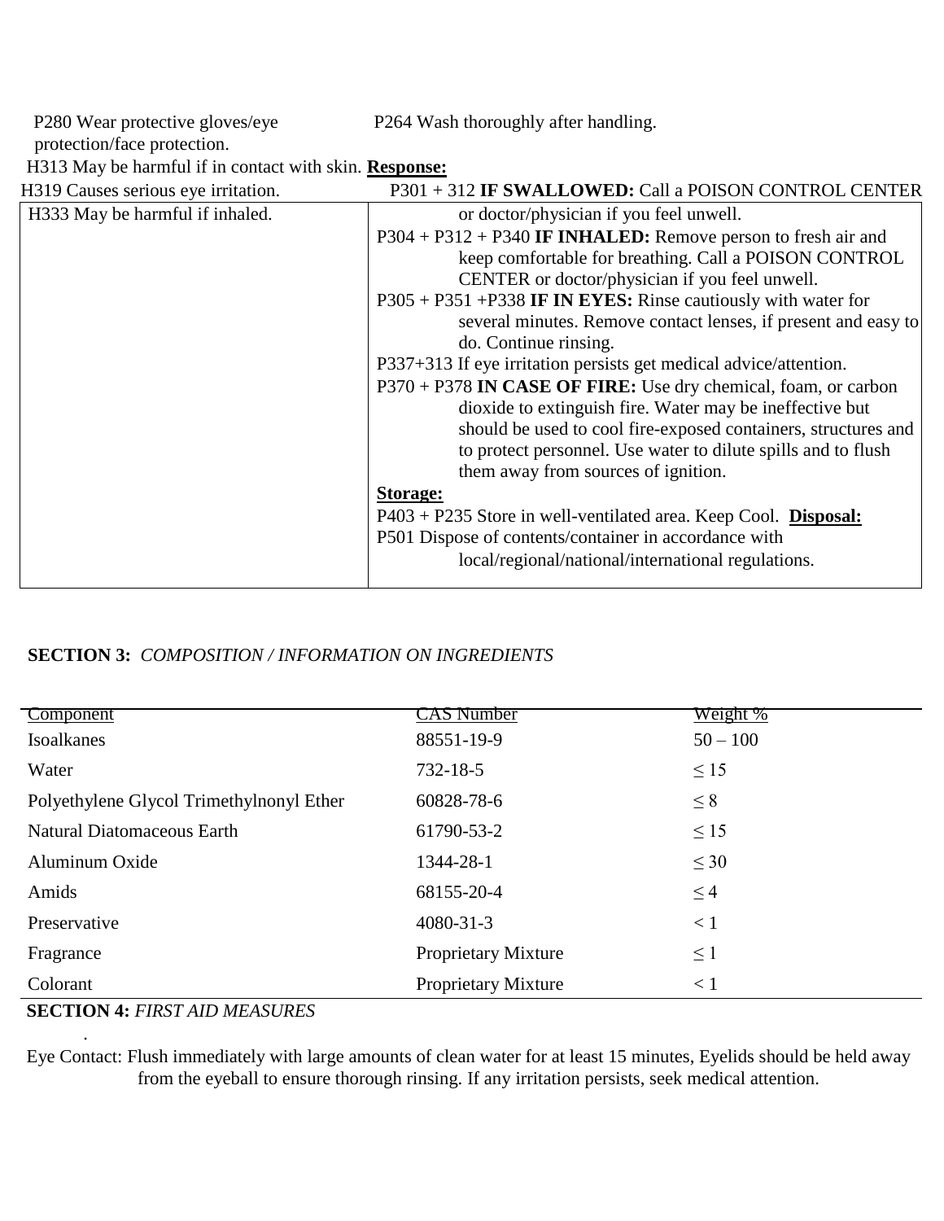P280 Wear protective gloves/eye protection/face protection.

P264 Wash thoroughly after handling.

H313 May be harmful if in contact with skin.

H319 Causes serious eye irritation.

H333 May be harmful if inhaled.

**Response:**

P301 + 312 **IF SWALLOWED:** Call a POISON CONTROL CENTER or doctor/physician if you feel unwell.

P304 + P312 + P340 **IF INHALED:** Remove person to fresh air and keep comfortable for breathing. Call a POISON CONTROL CENTER or doctor/physician if you feel unwell.

P305 + P351 +P338 **IF IN EYES:** Rinse cautiously with water for several minutes. Remove contact lenses, if present and easy to do. Continue rinsing.

P337+313 If eye irritation persists get medical advice/attention.

P370 + P378 **IN CASE OF FIRE:** Use dry chemical, foam, or carbon dioxide to extinguish fire. Water may be ineffective but should be used to cool fire-exposed containers, structures and to protect personnel. Use water to dilute spills and to flush them away from sources of ignition.

**Storage:**

P403 + P235 Store in well-ventilated area. Keep Cool.

**Disposal:**

P501 Dispose of contents/container in accordance with local/regional/national/international regulations.

## SECTION 3: *COMPOSITION / INFORMATION ON INGREDIENTS*

| Component | CAS Number | Weight % |
|---|---|---|
| Isoalkanes | 88551-19-9 | 50 – 100 |
| Water | 732-18-5 | ≤ 15 |
| Polyethylene Glycol Trimethylnonyl Ether | 60828-78-6 | ≤ 8 |
| Natural Diatomaceous Earth | 61790-53-2 | ≤ 15 |
| Aluminum Oxide | 1344-28-1 | ≤ 30 |
| Amids | 68155-20-4 | ≤ 4 |
| Preservative | 4080-31-3 | < 1 |
| Fragrance | Proprietary Mixture | ≤ 1 |
| Colorant | Proprietary Mixture | < 1 |

## SECTION 4: *FIRST AID MEASURES*

Eye Contact: Flush immediately with large amounts of clean water for at least 15 minutes, Eyelids should be held away from the eyeball to ensure thorough rinsing. If any irritation persists, seek medical attention.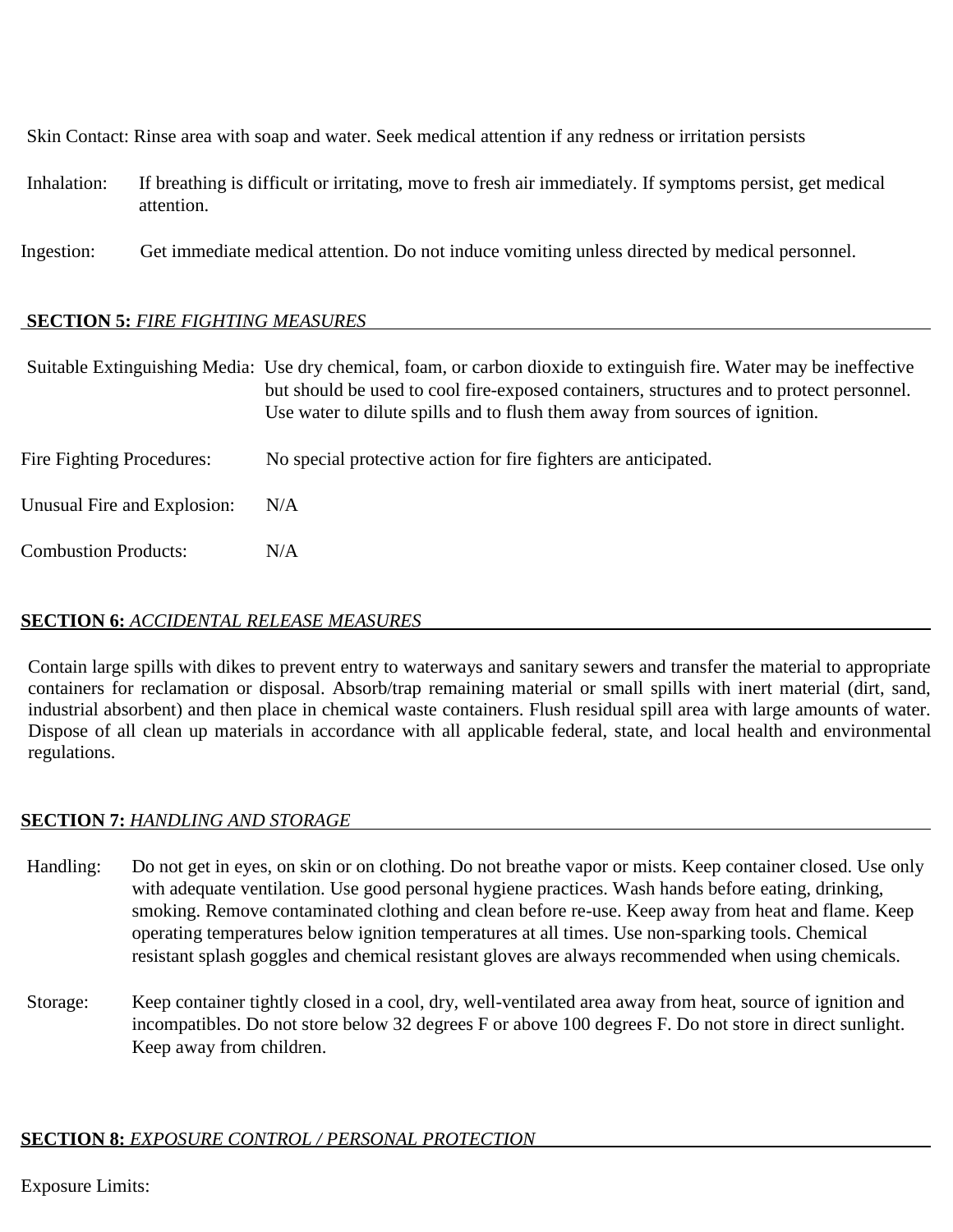Skin Contact: Rinse area with soap and water. Seek medical attention if any redness or irritation persists

Inhalation: If breathing is difficult or irritating, move to fresh air immediately. If symptoms persist, get medical attention.

Ingestion: Get immediate medical attention. Do not induce vomiting unless directed by medical personnel.

## SECTION 5: *FIRE FIGHTING MEASURES*

Suitable Extinguishing Media: Use dry chemical, foam, or carbon dioxide to extinguish fire. Water may be ineffective but should be used to cool fire-exposed containers, structures and to protect personnel. Use water to dilute spills and to flush them away from sources of ignition.

Fire Fighting Procedures: No special protective action for fire fighters are anticipated.

Unusual Fire and Explosion: N/A

Combustion Products: N/A

## SECTION 6: *ACCIDENTAL RELEASE MEASURES*

Contain large spills with dikes to prevent entry to waterways and sanitary sewers and transfer the material to appropriate containers for reclamation or disposal. Absorb/trap remaining material or small spills with inert material (dirt, sand, industrial absorbent) and then place in chemical waste containers. Flush residual spill area with large amounts of water. Dispose of all clean up materials in accordance with all applicable federal, state, and local health and environmental regulations.

## SECTION 7: *HANDLING AND STORAGE*

Handling: Do not get in eyes, on skin or on clothing. Do not breathe vapor or mists. Keep container closed. Use only with adequate ventilation. Use good personal hygiene practices. Wash hands before eating, drinking, smoking. Remove contaminated clothing and clean before re-use. Keep away from heat and flame. Keep operating temperatures below ignition temperatures at all times. Use non-sparking tools. Chemical resistant splash goggles and chemical resistant gloves are always recommended when using chemicals.

Storage: Keep container tightly closed in a cool, dry, well-ventilated area away from heat, source of ignition and incompatibles. Do not store below 32 degrees F or above 100 degrees F. Do not store in direct sunlight. Keep away from children.

## SECTION 8: *EXPOSURE CONTROL / PERSONAL PROTECTION*

Exposure Limits: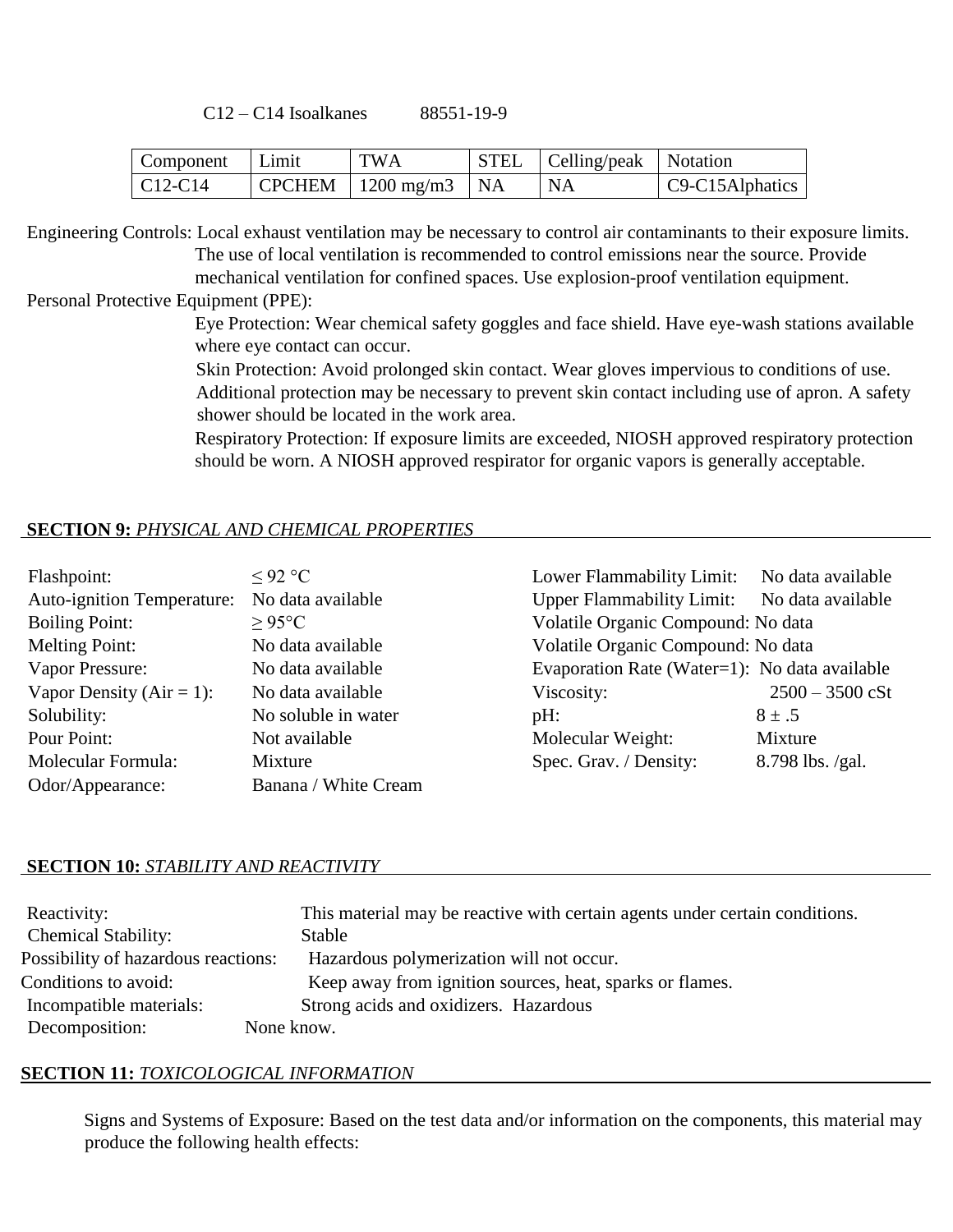C12 – C14 Isoalkanes 88551-19-9

| Component | Limit | TWA | STEL | Celling/peak | Notation |
|---|---|---|---|---|---|
| C12-C14 | CPCHEM | 1200 mg/m3 | NA | NA | C9-C15Alphatics |

Engineering Controls: Local exhaust ventilation may be necessary to control air contaminants to their exposure limits. The use of local ventilation is recommended to control emissions near the source. Provide mechanical ventilation for confined spaces. Use explosion-proof ventilation equipment.

Personal Protective Equipment (PPE):

Eye Protection: Wear chemical safety goggles and face shield. Have eye-wash stations available where eye contact can occur.

Skin Protection: Avoid prolonged skin contact. Wear gloves impervious to conditions of use. Additional protection may be necessary to prevent skin contact including use of apron. A safety shower should be located in the work area.

Respiratory Protection: If exposure limits are exceeded, NIOSH approved respiratory protection should be worn. A NIOSH approved respirator for organic vapors is generally acceptable.

## SECTION 9: *PHYSICAL AND CHEMICAL PROPERTIES*

| | |
|---|---|
| Flashpoint: | ≤ 92 °C |
| Auto-ignition Temperature: | No data available |
| Boiling Point: | ≥ 95°C |
| Melting Point: | No data available |
| Vapor Pressure: | No data available |
| Vapor Density (Air = 1): | No data available |
| Solubility: | No soluble in water |
| Pour Point: | Not available |
| Molecular Formula: | Mixture |
| Odor/Appearance: | Banana / White Cream |
| Lower Flammability Limit: | No data available |
| Upper Flammability Limit: | No data available |
| Volatile Organic Compound: | No data |
| Volatile Organic Compound: | No data |
| Evaporation Rate (Water=1): | No data available |
| Viscosity: | 2500 – 3500 cSt |
| pH: | 8 ± .5 |
| Molecular Weight: | Mixture |
| Spec. Grav. / Density: | 8.798 lbs. /gal. |

## SECTION 10: *STABILITY AND REACTIVITY*

| | |
|---|---|
| Reactivity: | This material may be reactive with certain agents under certain conditions. |
| Chemical Stability: | Stable |
| Possibility of hazardous reactions: | Hazardous polymerization will not occur. |
| Conditions to avoid: | Keep away from ignition sources, heat, sparks or flames. |
| Incompatible materials: | Strong acids and oxidizers. Hazardous |
| Decomposition: | None know. |

## SECTION 11: *TOXICOLOGICAL INFORMATION*

Signs and Systems of Exposure: Based on the test data and/or information on the components, this material may produce the following health effects: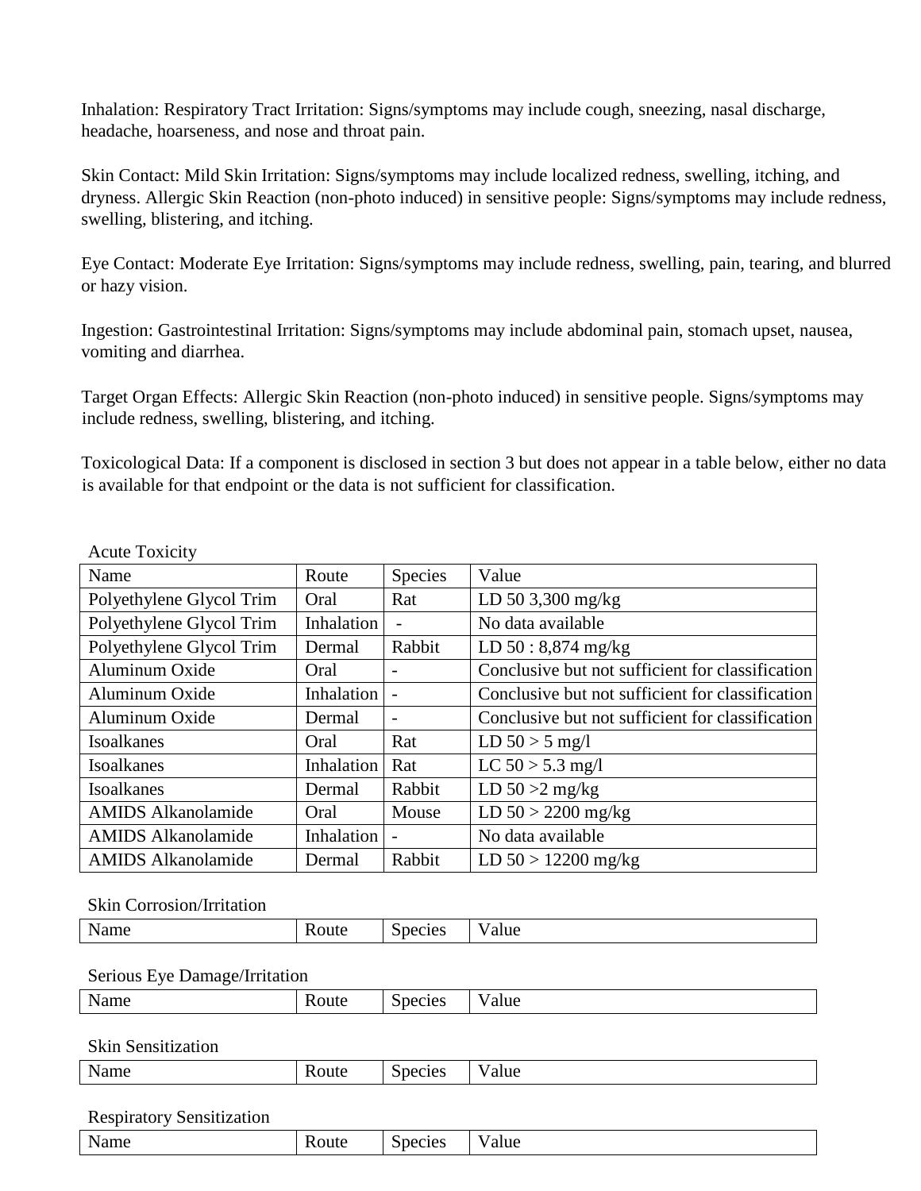Inhalation: Respiratory Tract Irritation: Signs/symptoms may include cough, sneezing, nasal discharge, headache, hoarseness, and nose and throat pain.

Skin Contact: Mild Skin Irritation: Signs/symptoms may include localized redness, swelling, itching, and dryness. Allergic Skin Reaction (non-photo induced) in sensitive people: Signs/symptoms may include redness, swelling, blistering, and itching.

Eye Contact: Moderate Eye Irritation: Signs/symptoms may include redness, swelling, pain, tearing, and blurred or hazy vision.

Ingestion: Gastrointestinal Irritation: Signs/symptoms may include abdominal pain, stomach upset, nausea, vomiting and diarrhea.

Target Organ Effects: Allergic Skin Reaction (non-photo induced) in sensitive people. Signs/symptoms may include redness, swelling, blistering, and itching.

Toxicological Data: If a component is disclosed in section 3 but does not appear in a table below, either no data is available for that endpoint or the data is not sufficient for classification.

Acute Toxicity

| Name | Route | Species | Value |
|---|---|---|---|
| Polyethylene Glycol Trim | Oral | Rat | LD 50 3,300 mg/kg |
| Polyethylene Glycol Trim | Inhalation | - | No data available |
| Polyethylene Glycol Trim | Dermal | Rabbit | LD 50 : 8,874 mg/kg |
| Aluminum Oxide | Oral | - | Conclusive but not sufficient for classification |
| Aluminum Oxide | Inhalation | - | Conclusive but not sufficient for classification |
| Aluminum Oxide | Dermal | - | Conclusive but not sufficient for classification |
| Isoalkanes | Oral | Rat | LD 50 > 5 mg/l |
| Isoalkanes | Inhalation | Rat | LC 50 > 5.3 mg/l |
| Isoalkanes | Dermal | Rabbit | LD 50 >2 mg/kg |
| AMIDS Alkanolamide | Oral | Mouse | LD 50 > 2200 mg/kg |
| AMIDS Alkanolamide | Inhalation | - | No data available |
| AMIDS Alkanolamide | Dermal | Rabbit | LD 50 > 12200 mg/kg |

Skin Corrosion/Irritation

| Name | Route | Species | Value |
|---|---|---|---|

Serious Eye Damage/Irritation

| Name | Route | Species | Value |
|---|---|---|---|

Skin Sensitization

| Name | Route | Species | Value |
|---|---|---|---|

Respiratory Sensitization

| Name | Route | Species | Value |
|---|---|---|---|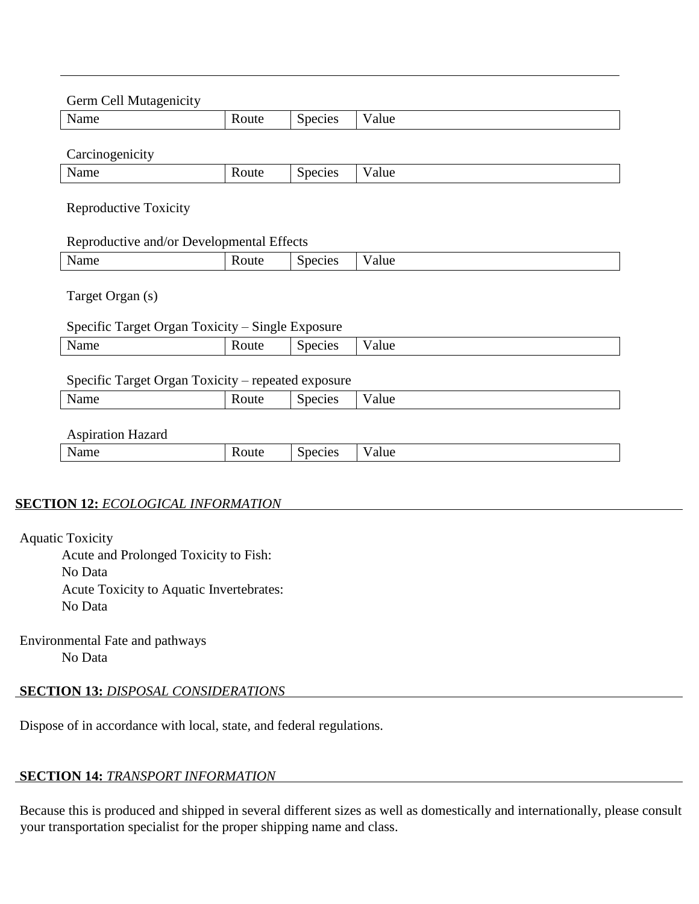Germ Cell Mutagenicity

| Name | Route | Species | Value |
| --- | --- | --- | --- |

Carcinogenicity

| Name | Route | Species | Value |
| --- | --- | --- | --- |

Reproductive Toxicity

Reproductive and/or Developmental Effects

| Name | Route | Species | Value |
| --- | --- | --- | --- |

Target Organ (s)

Specific Target Organ Toxicity – Single Exposure

| Name | Route | Species | Value |
| --- | --- | --- | --- |

Specific Target Organ Toxicity – repeated exposure

| Name | Route | Species | Value |
| --- | --- | --- | --- |

Aspiration Hazard

| Name | Route | Species | Value |
| --- | --- | --- | --- |

## SECTION 12: *ECOLOGICAL INFORMATION*

Aquatic Toxicity

Acute and Prolonged Toxicity to Fish:
No Data

Acute Toxicity to Aquatic Invertebrates:
No Data

Environmental Fate and pathways

No Data

## SECTION 13: *DISPOSAL CONSIDERATIONS*

Dispose of in accordance with local, state, and federal regulations.

## SECTION 14: *TRANSPORT INFORMATION*

Because this is produced and shipped in several different sizes as well as domestically and internationally, please consult your transportation specialist for the proper shipping name and class.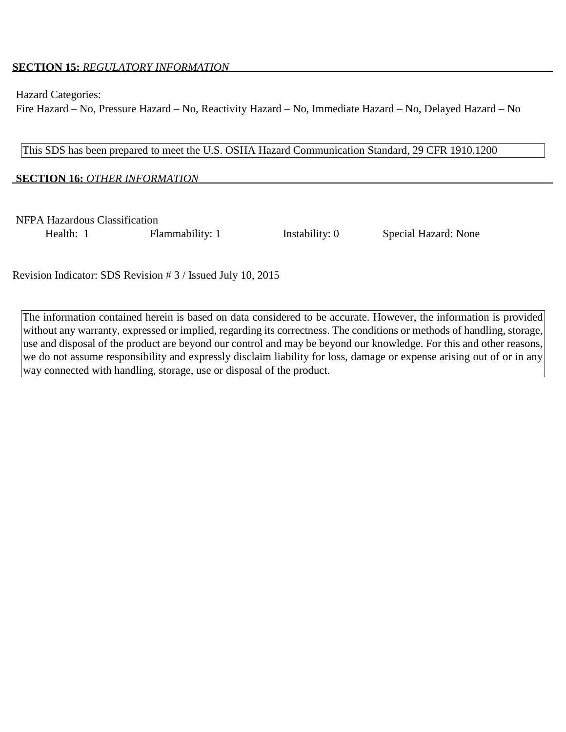## **SECTION 15:** *REGULATORY INFORMATION*

Hazard Categories:
Fire Hazard – No, Pressure Hazard – No, Reactivity Hazard – No, Immediate Hazard – No, Delayed Hazard – No

This SDS has been prepared to meet the U.S. OSHA Hazard Communication Standard, 29 CFR 1910.1200

## **SECTION 16:** *OTHER INFORMATION*

NFPA Hazardous Classification

| Health: 1 | Flammability: 1 | Instability: 0 | Special Hazard: None |
|---|---|---|---|

Revision Indicator: SDS Revision # 3 / Issued July 10, 2015

The information contained herein is based on data considered to be accurate. However, the information is provided without any warranty, expressed or implied, regarding its correctness. The conditions or methods of handling, storage, use and disposal of the product are beyond our control and may be beyond our knowledge. For this and other reasons, we do not assume responsibility and expressly disclaim liability for loss, damage or expense arising out of or in any way connected with handling, storage, use or disposal of the product.